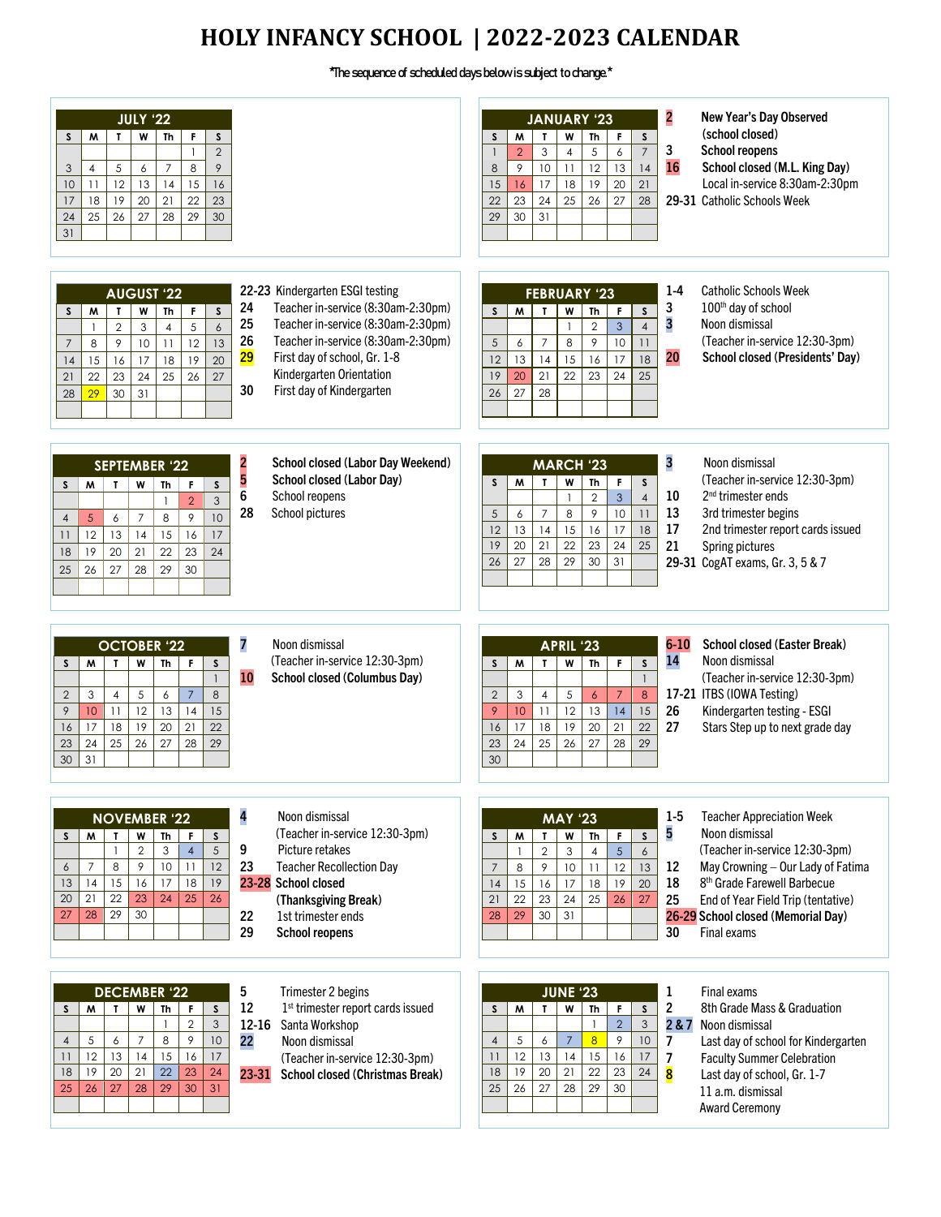# HOLY INFANCY SCHOOL | 2022-2023 CALENDAR

*The sequence of scheduled days below is subject to change.*

## JULY '22

| S | M | T | W | Th | F | S |
|---|---|---|---|---|---|---|
| | | | | | 1 | 2 |
| 3 | 4 | 5 | 6 | 7 | 8 | 9 |
| 10 | 11 | 12 | 13 | 14 | 15 | 16 |
| 17 | 18 | 19 | 20 | 21 | 22 | 23 |
| 24 | 25 | 26 | 27 | 28 | 29 | 30 |
| 31 | | | | | | |

## AUGUST '22

| S | M | T | W | Th | F | S |
|---|---|---|---|---|---|---|
| | 1 | 2 | 3 | 4 | 5 | 6 |
| 7 | 8 | 9 | 10 | 11 | 12 | 13 |
| 14 | 15 | 16 | 17 | 18 | 19 | 20 |
| 21 | 22 | 23 | 24 | 25 | 26 | 27 |
| 28 | 29 | 30 | 31 | | | |

- **22-23** Kindergarten ESGI testing
- **24** Teacher in-service (8:30am-2:30pm)
- **25** Teacher in-service (8:30am-2:30pm)
- **26** Teacher in-service (8:30am-2:30pm)
- **29** First day of school, Gr. 1-8
  Kindergarten Orientation
- **30** First day of Kindergarten

## SEPTEMBER '22

| S | M | T | W | Th | F | S |
|---|---|---|---|---|---|---|
| | | | | 1 | 2 | 3 |
| 4 | 5 | 6 | 7 | 8 | 9 | 10 |
| 11 | 12 | 13 | 14 | 15 | 16 | 17 |
| 18 | 19 | 20 | 21 | 22 | 23 | 24 |
| 25 | 26 | 27 | 28 | 29 | 30 | |

- **2** **School closed (Labor Day Weekend)**
- **5** **School closed (Labor Day)**
- **6** School reopens
- **28** School pictures

## OCTOBER '22

| S | M | T | W | Th | F | S |
|---|---|---|---|---|---|---|
| | | | | | | 1 |
| 2 | 3 | 4 | 5 | 6 | 7 | 8 |
| 9 | 10 | 11 | 12 | 13 | 14 | 15 |
| 16 | 17 | 18 | 19 | 20 | 21 | 22 |
| 23 | 24 | 25 | 26 | 27 | 28 | 29 |
| 30 | 31 | | | | | |

- **7** Noon dismissal
  (Teacher in-service 12:30-3pm)
- **10** **School closed (Columbus Day)**

## NOVEMBER '22

| S | M | T | W | Th | F | S |
|---|---|---|---|---|---|---|
| | | 1 | 2 | 3 | 4 | 5 |
| 6 | 7 | 8 | 9 | 10 | 11 | 12 |
| 13 | 14 | 15 | 16 | 17 | 18 | 19 |
| 20 | 21 | 22 | 23 | 24 | 25 | 26 |
| 27 | 28 | 29 | 30 | | | |

- **4** Noon dismissal
  (Teacher in-service 12:30-3pm)
- **9** Picture retakes
- **23** Teacher Recollection Day
- **23-28** **School closed (Thanksgiving Break)**
- **22** 1st trimester ends
- **29** **School reopens**

## DECEMBER '22

| S | M | T | W | Th | F | S |
|---|---|---|---|---|---|---|
| | | | | 1 | 2 | 3 |
| 4 | 5 | 6 | 7 | 8 | 9 | 10 |
| 11 | 12 | 13 | 14 | 15 | 16 | 17 |
| 18 | 19 | 20 | 21 | 22 | 23 | 24 |
| 25 | 26 | 27 | 28 | 29 | 30 | 31 |

- **5** Trimester 2 begins
- **12** 1st trimester report cards issued
- **12-16** Santa Workshop
- **22** Noon dismissal
  (Teacher in-service 12:30-3pm)
- **23-31** **School closed (Christmas Break)**

## JANUARY '23

| S | M | T | W | Th | F | S |
|---|---|---|---|---|---|---|
| 1 | 2 | 3 | 4 | 5 | 6 | 7 |
| 8 | 9 | 10 | 11 | 12 | 13 | 14 |
| 15 | 16 | 17 | 18 | 19 | 20 | 21 |
| 22 | 23 | 24 | 25 | 26 | 27 | 28 |
| 29 | 30 | 31 | | | | |

- **2** **New Year's Day Observed (school closed)**
- **3** **School reopens**
- **16** **School closed (M.L. King Day)**
  Local in-service 8:30am-2:30pm
- **29-31** Catholic Schools Week

## FEBRUARY '23

| S | M | T | W | Th | F | S |
|---|---|---|---|---|---|---|
| | | | 1 | 2 | 3 | 4 |
| 5 | 6 | 7 | 8 | 9 | 10 | 11 |
| 12 | 13 | 14 | 15 | 16 | 17 | 18 |
| 19 | 20 | 21 | 22 | 23 | 24 | 25 |
| 26 | 27 | 28 | | | | |

- **1-4** Catholic Schools Week
- **3** 100th day of school
- **3** Noon dismissal
  (Teacher in-service 12:30-3pm)
- **20** **School closed (Presidents' Day)**

## MARCH '23

| S | M | T | W | Th | F | S |
|---|---|---|---|---|---|---|
| | | | 1 | 2 | 3 | 4 |
| 5 | 6 | 7 | 8 | 9 | 10 | 11 |
| 12 | 13 | 14 | 15 | 16 | 17 | 18 |
| 19 | 20 | 21 | 22 | 23 | 24 | 25 |
| 26 | 27 | 28 | 29 | 30 | 31 | |

- **3** Noon dismissal
  (Teacher in-service 12:30-3pm)
- **10** 2nd trimester ends
- **13** 3rd trimester begins
- **17** 2nd trimester report cards issued
- **21** Spring pictures
- **29-31** CogAT exams, Gr. 3, 5 & 7

## APRIL '23

| S | M | T | W | Th | F | S |
|---|---|---|---|---|---|---|
| | | | | | | 1 |
| 2 | 3 | 4 | 5 | 6 | 7 | 8 |
| 9 | 10 | 11 | 12 | 13 | 14 | 15 |
| 16 | 17 | 18 | 19 | 20 | 21 | 22 |
| 23 | 24 | 25 | 26 | 27 | 28 | 29 |
| 30 | | | | | | |

- **6-10** **School closed (Easter Break)**
- **14** Noon dismissal
  (Teacher in-service 12:30-3pm)
- **17-21** ITBS (IOWA Testing)
- **26** Kindergarten testing - ESGI
- **27** Stars Step up to next grade day

## MAY '23

| S | M | T | W | Th | F | S |
|---|---|---|---|---|---|---|
| | 1 | 2 | 3 | 4 | 5 | 6 |
| 7 | 8 | 9 | 10 | 11 | 12 | 13 |
| 14 | 15 | 16 | 17 | 18 | 19 | 20 |
| 21 | 22 | 23 | 24 | 25 | 26 | 27 |
| 28 | 29 | 30 | 31 | | | |

- **1-5** Teacher Appreciation Week
- **5** Noon dismissal
  (Teacher in-service 12:30-3pm)
- **12** May Crowning – Our Lady of Fatima
- **18** 8th Grade Farewell Barbecue
- **25** End of Year Field Trip (tentative)
- **26-29** **School closed (Memorial Day)**
- **30** Final exams

## JUNE '23

| S | M | T | W | Th | F | S |
|---|---|---|---|---|---|---|
| | | | | 1 | 2 | 3 |
| 4 | 5 | 6 | 7 | 8 | 9 | 10 |
| 11 | 12 | 13 | 14 | 15 | 16 | 17 |
| 18 | 19 | 20 | 21 | 22 | 23 | 24 |
| 25 | 26 | 27 | 28 | 29 | 30 | |

- **1** Final exams
- **2** 8th Grade Mass & Graduation
- **2 & 7** Noon dismissal
- **7** Last day of school for Kindergarten
- **7** Faculty Summer Celebration
- **8** Last day of school, Gr. 1-7
  11 a.m. dismissal
  Award Ceremony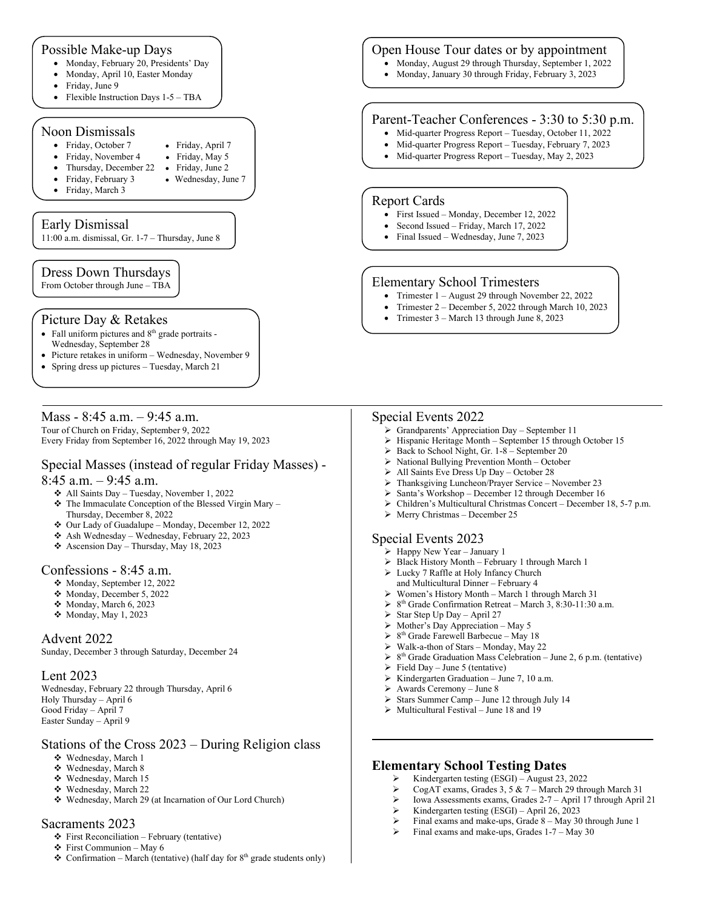## Possible Make-up Days

- Monday, February 20, Presidents' Day
- Monday, April 10, Easter Monday
- Friday, June 9
- Flexible Instruction Days 1-5 – TBA

## Noon Dismissals

- Friday, October 7
- Friday, November 4
- Thursday, December 22
- Friday, February 3
- Friday, March 3
- Friday, April 7
- Friday, May 5
- Friday, June 2
- Wednesday, June 7

## Early Dismissal

11:00 a.m. dismissal, Gr. 1-7 – Thursday, June 8

## Dress Down Thursdays

From October through June – TBA

## Picture Day & Retakes

- Fall uniform pictures and 8th grade portraits - Wednesday, September 28
- Picture retakes in uniform – Wednesday, November 9
- Spring dress up pictures – Tuesday, March 21

## Open House Tour dates or by appointment

- Monday, August 29 through Thursday, September 1, 2022
- Monday, January 30 through Friday, February 3, 2023

## Parent-Teacher Conferences - 3:30 to 5:30 p.m.

- Mid-quarter Progress Report – Tuesday, October 11, 2022
- Mid-quarter Progress Report – Tuesday, February 7, 2023
- Mid-quarter Progress Report – Tuesday, May 2, 2023

## Report Cards

- First Issued – Monday, December 12, 2022
- Second Issued – Friday, March 17, 2022
- Final Issued – Wednesday, June 7, 2023

## Elementary School Trimesters

- Trimester 1 – August 29 through November 22, 2022
- Trimester 2 – December 5, 2022 through March 10, 2023
- Trimester 3 – March 13 through June 8, 2023

## Mass - 8:45 a.m. – 9:45 a.m.

Tour of Church on Friday, September 9, 2022
Every Friday from September 16, 2022 through May 19, 2023

## Special Masses (instead of regular Friday Masses) - 8:45 a.m. – 9:45 a.m.

- All Saints Day – Tuesday, November 1, 2022
- The Immaculate Conception of the Blessed Virgin Mary – Thursday, December 8, 2022
- Our Lady of Guadalupe – Monday, December 12, 2022
- Ash Wednesday – Wednesday, February 22, 2023
- Ascension Day – Thursday, May 18, 2023

## Confessions - 8:45 a.m.

- Monday, September 12, 2022
- Monday, December 5, 2022
- Monday, March 6, 2023
- Monday, May 1, 2023

## Advent 2022

Sunday, December 3 through Saturday, December 24

## Lent 2023

Wednesday, February 22 through Thursday, April 6
Holy Thursday – April 6
Good Friday – April 7
Easter Sunday – April 9

## Stations of the Cross 2023 – During Religion class

- Wednesday, March 1
- Wednesday, March 8
- Wednesday, March 15
- Wednesday, March 22
- Wednesday, March 29 (at Incarnation of Our Lord Church)

## Sacraments 2023

- First Reconciliation – February (tentative)
- First Communion – May 6
- Confirmation – March (tentative) (half day for 8th grade students only)

## Special Events 2022

- Grandparents' Appreciation Day – September 11
- Hispanic Heritage Month – September 15 through October 15
- Back to School Night, Gr. 1-8 – September 20
- National Bullying Prevention Month – October
- All Saints Eve Dress Up Day – October 28
- Thanksgiving Luncheon/Prayer Service – November 23
- Santa's Workshop – December 12 through December 16
- Children's Multicultural Christmas Concert – December 18, 5-7 p.m.
- Merry Christmas – December 25

## Special Events 2023

- Happy New Year – January 1
- Black History Month – February 1 through March 1
- Lucky 7 Raffle at Holy Infancy Church and Multicultural Dinner – February 4
- Women's History Month – March 1 through March 31
- 8th Grade Confirmation Retreat – March 3, 8:30-11:30 a.m.
- Star Step Up Day – April 27
- Mother's Day Appreciation – May 5
- 8th Grade Farewell Barbecue – May 18
- Walk-a-thon of Stars – Monday, May 22
- 8th Grade Graduation Mass Celebration – June 2, 6 p.m. (tentative)
- Field Day – June 5 (tentative)
- Kindergarten Graduation – June 7, 10 a.m.
- Awards Ceremony – June 8
- Stars Summer Camp – June 12 through July 14
- Multicultural Festival – June 18 and 19

## **Elementary School Testing Dates**

- Kindergarten testing (ESGI) – August 23, 2022
- CogAT exams, Grades 3, 5 & 7 – March 29 through March 31
- Iowa Assessments exams, Grades 2-7 – April 17 through April 21
- Kindergarten testing (ESGI) – April 26, 2023
- Final exams and make-ups, Grade 8 – May 30 through June 1
- Final exams and make-ups, Grades 1-7 – May 30